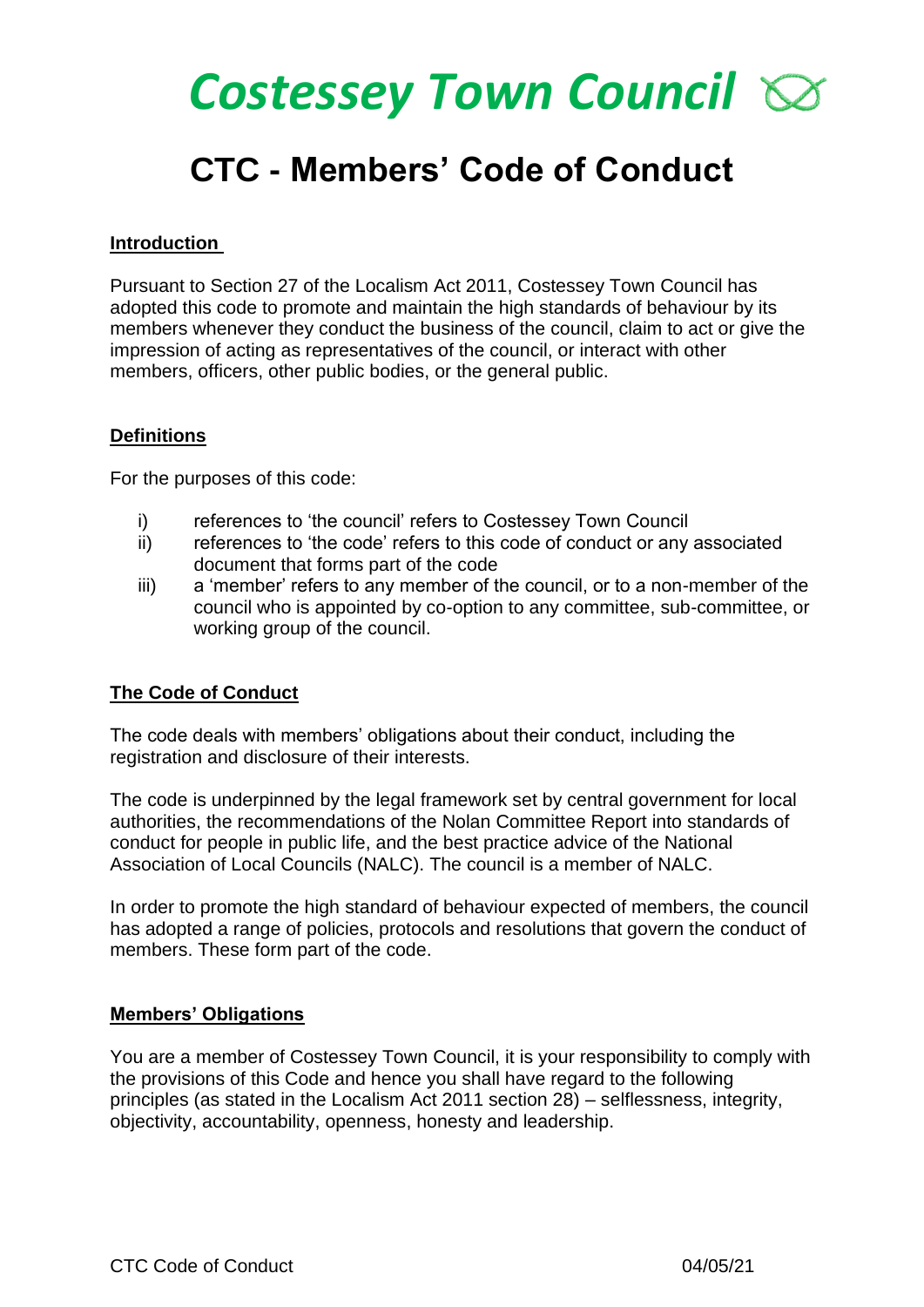# Costessey Town Council

# CTC - Members' Code of Conduct

**Introduction**

Pursuant to Section 27 of the Localism Act 2011, Costessey Town Council has adopted this code to promote and maintain the high standards of behaviour by its members whenever they conduct the business of the council, claim to act or give the impression of acting as representatives of the council, or interact with other members, officers, other public bodies, or the general public.

**Definitions**

For the purposes of this code:

i) references to 'the council' refers to Costessey Town Council
ii) references to 'the code' refers to this code of conduct or any associated document that forms part of the code
iii) a 'member' refers to any member of the council, or to a non-member of the council who is appointed by co-option to any committee, sub-committee, or working group of the council.

**The Code of Conduct**

The code deals with members' obligations about their conduct, including the registration and disclosure of their interests.

The code is underpinned by the legal framework set by central government for local authorities, the recommendations of the Nolan Committee Report into standards of conduct for people in public life, and the best practice advice of the National Association of Local Councils (NALC). The council is a member of NALC.

In order to promote the high standard of behaviour expected of members, the council has adopted a range of policies, protocols and resolutions that govern the conduct of members. These form part of the code.

**Members' Obligations**

You are a member of Costessey Town Council, it is your responsibility to comply with the provisions of this Code and hence you shall have regard to the following principles (as stated in the Localism Act 2011 section 28) – selflessness, integrity, objectivity, accountability, openness, honesty and leadership.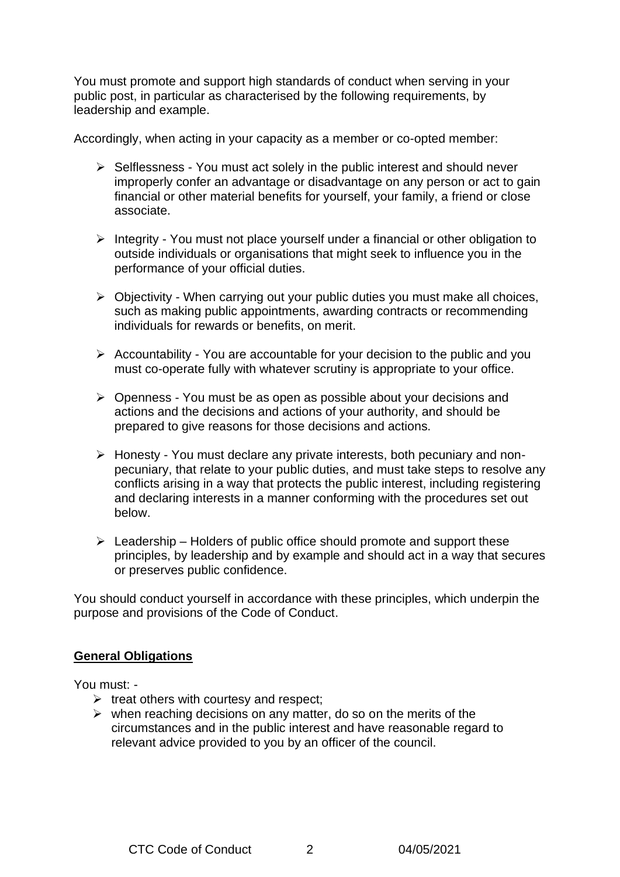You must promote and support high standards of conduct when serving in your public post, in particular as characterised by the following requirements, by leadership and example.

Accordingly, when acting in your capacity as a member or co-opted member:

- Selflessness - You must act solely in the public interest and should never improperly confer an advantage or disadvantage on any person or act to gain financial or other material benefits for yourself, your family, a friend or close associate.
- Integrity - You must not place yourself under a financial or other obligation to outside individuals or organisations that might seek to influence you in the performance of your official duties.
- Objectivity - When carrying out your public duties you must make all choices, such as making public appointments, awarding contracts or recommending individuals for rewards or benefits, on merit.
- Accountability - You are accountable for your decision to the public and you must co-operate fully with whatever scrutiny is appropriate to your office.
- Openness - You must be as open as possible about your decisions and actions and the decisions and actions of your authority, and should be prepared to give reasons for those decisions and actions.
- Honesty - You must declare any private interests, both pecuniary and non-pecuniary, that relate to your public duties, and must take steps to resolve any conflicts arising in a way that protects the public interest, including registering and declaring interests in a manner conforming with the procedures set out below.
- Leadership – Holders of public office should promote and support these principles, by leadership and by example and should act in a way that secures or preserves public confidence.

You should conduct yourself in accordance with these principles, which underpin the purpose and provisions of the Code of Conduct.

**General Obligations**

You must: -

- treat others with courtesy and respect;
- when reaching decisions on any matter, do so on the merits of the circumstances and in the public interest and have reasonable regard to relevant advice provided to you by an officer of the council.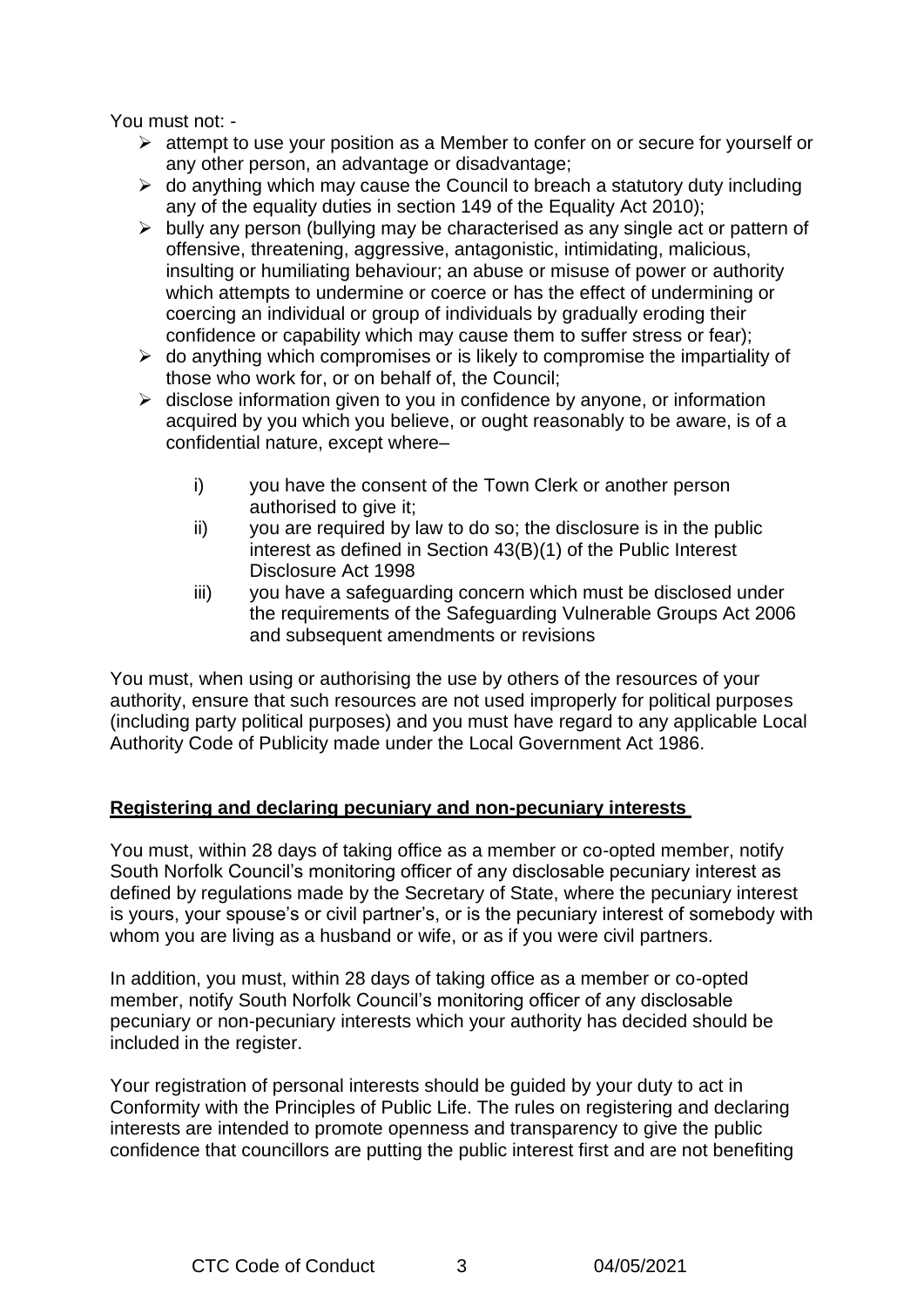You must not: -

- attempt to use your position as a Member to confer on or secure for yourself or any other person, an advantage or disadvantage;
- do anything which may cause the Council to breach a statutory duty including any of the equality duties in section 149 of the Equality Act 2010);
- bully any person (bullying may be characterised as any single act or pattern of offensive, threatening, aggressive, antagonistic, intimidating, malicious, insulting or humiliating behaviour; an abuse or misuse of power or authority which attempts to undermine or coerce or has the effect of undermining or coercing an individual or group of individuals by gradually eroding their confidence or capability which may cause them to suffer stress or fear);
- do anything which compromises or is likely to compromise the impartiality of those who work for, or on behalf of, the Council;
- disclose information given to you in confidence by anyone, or information acquired by you which you believe, or ought reasonably to be aware, is of a confidential nature, except where–

    i) you have the consent of the Town Clerk or another person authorised to give it;

    ii) you are required by law to do so; the disclosure is in the public interest as defined in Section 43(B)(1) of the Public Interest Disclosure Act 1998

    iii) you have a safeguarding concern which must be disclosed under the requirements of the Safeguarding Vulnerable Groups Act 2006 and subsequent amendments or revisions

You must, when using or authorising the use by others of the resources of your authority, ensure that such resources are not used improperly for political purposes (including party political purposes) and you must have regard to any applicable Local Authority Code of Publicity made under the Local Government Act 1986.

**Registering and declaring pecuniary and non-pecuniary interests**

You must, within 28 days of taking office as a member or co-opted member, notify South Norfolk Council's monitoring officer of any disclosable pecuniary interest as defined by regulations made by the Secretary of State, where the pecuniary interest is yours, your spouse's or civil partner's, or is the pecuniary interest of somebody with whom you are living as a husband or wife, or as if you were civil partners.

In addition, you must, within 28 days of taking office as a member or co-opted member, notify South Norfolk Council's monitoring officer of any disclosable pecuniary or non-pecuniary interests which your authority has decided should be included in the register.

Your registration of personal interests should be guided by your duty to act in Conformity with the Principles of Public Life. The rules on registering and declaring interests are intended to promote openness and transparency to give the public confidence that councillors are putting the public interest first and are not benefiting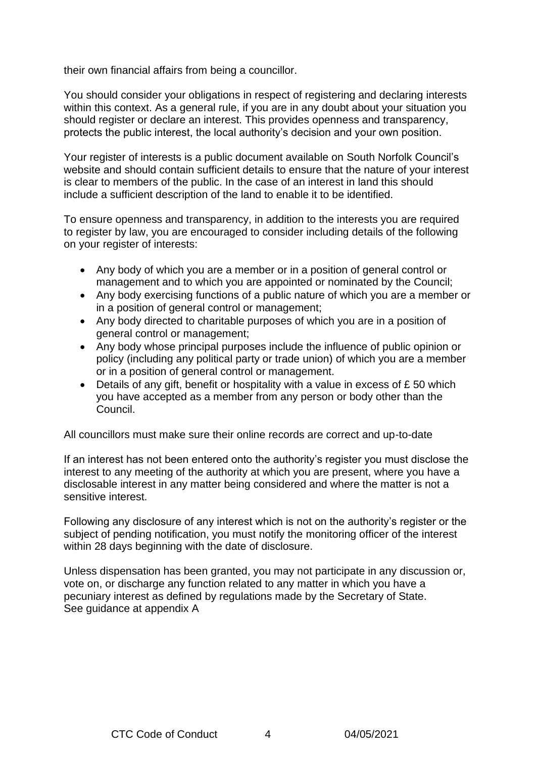their own financial affairs from being a councillor.

You should consider your obligations in respect of registering and declaring interests within this context. As a general rule, if you are in any doubt about your situation you should register or declare an interest. This provides openness and transparency, protects the public interest, the local authority's decision and your own position.

Your register of interests is a public document available on South Norfolk Council's website and should contain sufficient details to ensure that the nature of your interest is clear to members of the public. In the case of an interest in land this should include a sufficient description of the land to enable it to be identified.

To ensure openness and transparency, in addition to the interests you are required to register by law, you are encouraged to consider including details of the following on your register of interests:

- Any body of which you are a member or in a position of general control or management and to which you are appointed or nominated by the Council;
- Any body exercising functions of a public nature of which you are a member or in a position of general control or management;
- Any body directed to charitable purposes of which you are in a position of general control or management;
- Any body whose principal purposes include the influence of public opinion or policy (including any political party or trade union) of which you are a member or in a position of general control or management.
- Details of any gift, benefit or hospitality with a value in excess of £ 50 which you have accepted as a member from any person or body other than the Council.

All councillors must make sure their online records are correct and up-to-date

If an interest has not been entered onto the authority's register you must disclose the interest to any meeting of the authority at which you are present, where you have a disclosable interest in any matter being considered and where the matter is not a sensitive interest.

Following any disclosure of any interest which is not on the authority's register or the subject of pending notification, you must notify the monitoring officer of the interest within 28 days beginning with the date of disclosure.

Unless dispensation has been granted, you may not participate in any discussion or, vote on, or discharge any function related to any matter in which you have a pecuniary interest as defined by regulations made by the Secretary of State. See guidance at appendix A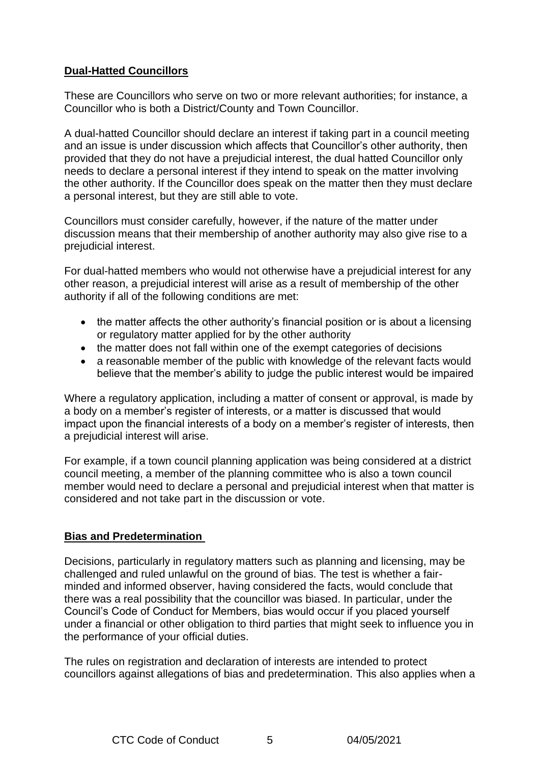## Dual-Hatted Councillors

These are Councillors who serve on two or more relevant authorities; for instance, a Councillor who is both a District/County and Town Councillor.

A dual-hatted Councillor should declare an interest if taking part in a council meeting and an issue is under discussion which affects that Councillor's other authority, then provided that they do not have a prejudicial interest, the dual hatted Councillor only needs to declare a personal interest if they intend to speak on the matter involving the other authority. If the Councillor does speak on the matter then they must declare a personal interest, but they are still able to vote.

Councillors must consider carefully, however, if the nature of the matter under discussion means that their membership of another authority may also give rise to a prejudicial interest.

For dual-hatted members who would not otherwise have a prejudicial interest for any other reason, a prejudicial interest will arise as a result of membership of the other authority if all of the following conditions are met:

- the matter affects the other authority's financial position or is about a licensing or regulatory matter applied for by the other authority
- the matter does not fall within one of the exempt categories of decisions
- a reasonable member of the public with knowledge of the relevant facts would believe that the member's ability to judge the public interest would be impaired

Where a regulatory application, including a matter of consent or approval, is made by a body on a member's register of interests, or a matter is discussed that would impact upon the financial interests of a body on a member's register of interests, then a prejudicial interest will arise.

For example, if a town council planning application was being considered at a district council meeting, a member of the planning committee who is also a town council member would need to declare a personal and prejudicial interest when that matter is considered and not take part in the discussion or vote.

## Bias and Predetermination

Decisions, particularly in regulatory matters such as planning and licensing, may be challenged and ruled unlawful on the ground of bias. The test is whether a fair-minded and informed observer, having considered the facts, would conclude that there was a real possibility that the councillor was biased. In particular, under the Council's Code of Conduct for Members, bias would occur if you placed yourself under a financial or other obligation to third parties that might seek to influence you in the performance of your official duties.

The rules on registration and declaration of interests are intended to protect councillors against allegations of bias and predetermination. This also applies when a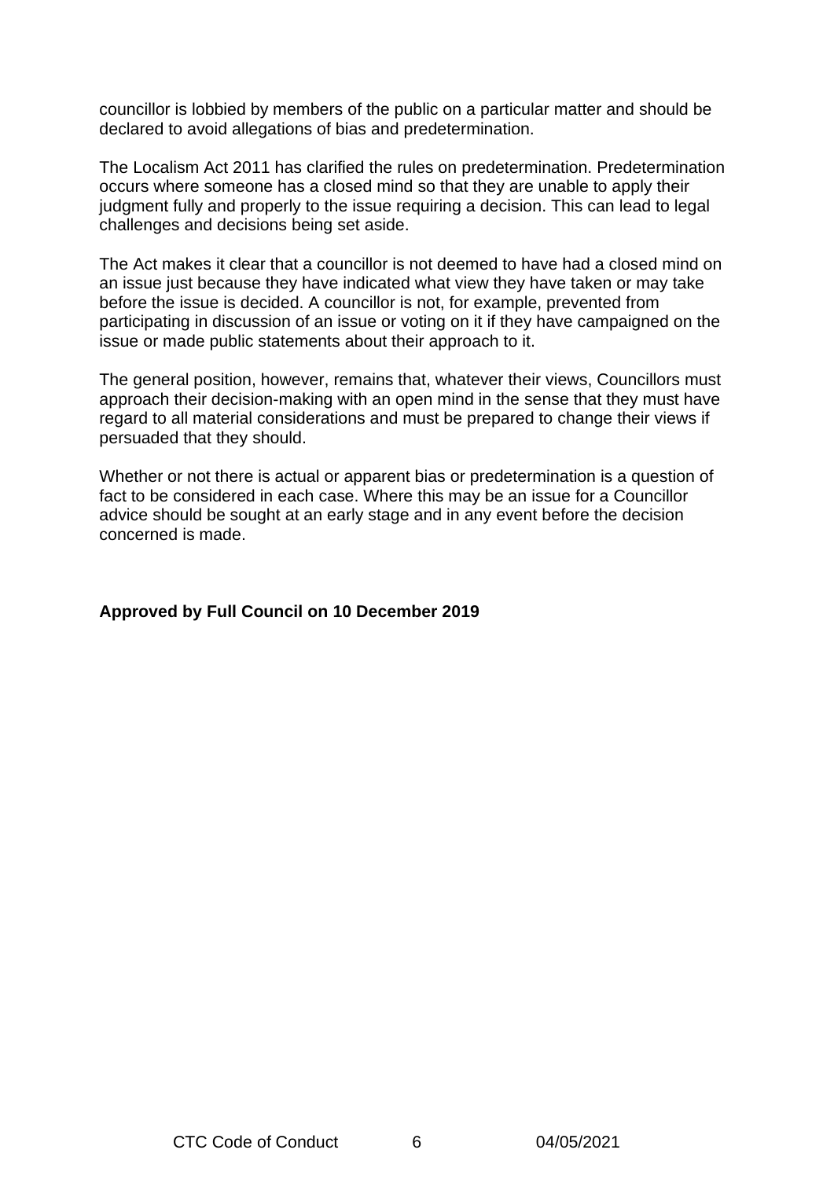councillor is lobbied by members of the public on a particular matter and should be declared to avoid allegations of bias and predetermination.

The Localism Act 2011 has clarified the rules on predetermination. Predetermination occurs where someone has a closed mind so that they are unable to apply their judgment fully and properly to the issue requiring a decision. This can lead to legal challenges and decisions being set aside.

The Act makes it clear that a councillor is not deemed to have had a closed mind on an issue just because they have indicated what view they have taken or may take before the issue is decided. A councillor is not, for example, prevented from participating in discussion of an issue or voting on it if they have campaigned on the issue or made public statements about their approach to it.

The general position, however, remains that, whatever their views, Councillors must approach their decision-making with an open mind in the sense that they must have regard to all material considerations and must be prepared to change their views if persuaded that they should.

Whether or not there is actual or apparent bias or predetermination is a question of fact to be considered in each case. Where this may be an issue for a Councillor advice should be sought at an early stage and in any event before the decision concerned is made.

**Approved by Full Council on 10 December 2019**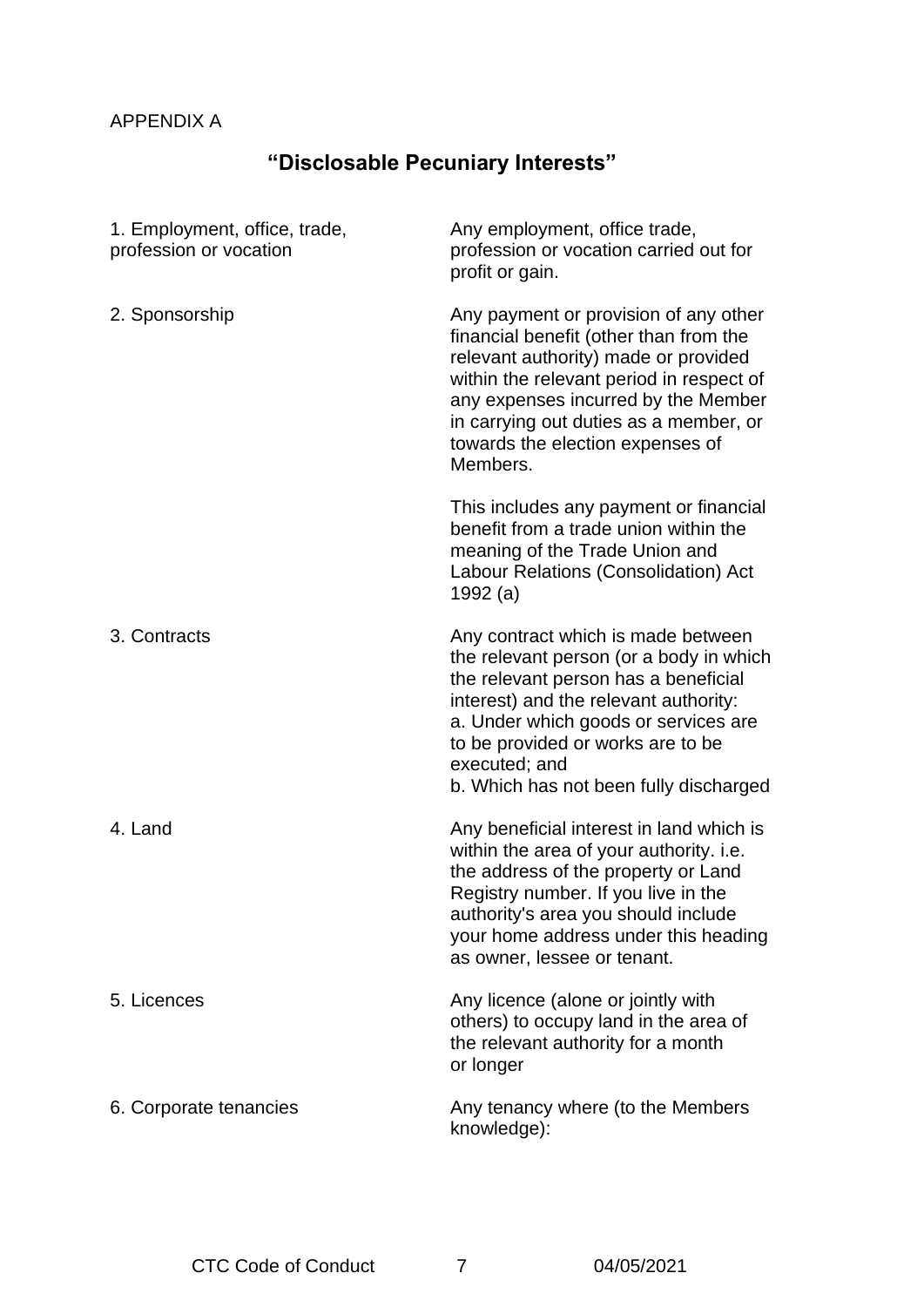APPENDIX A

## “Disclosable Pecuniary Interests”

| | |
|---|---|
| 1. Employment, office, trade, profession or vocation | Any employment, office trade, profession or vocation carried out for profit or gain. |
| 2. Sponsorship | Any payment or provision of any other financial benefit (other than from the relevant authority) made or provided within the relevant period in respect of any expenses incurred by the Member in carrying out duties as a member, or towards the election expenses of Members.<br><br>This includes any payment or financial benefit from a trade union within the meaning of the Trade Union and Labour Relations (Consolidation) Act 1992 (a) |
| 3. Contracts | Any contract which is made between the relevant person (or a body in which the relevant person has a beneficial interest) and the relevant authority:<br>a. Under which goods or services are to be provided or works are to be executed; and<br>b. Which has not been fully discharged |
| 4. Land | Any beneficial interest in land which is within the area of your authority. i.e. the address of the property or Land Registry number. If you live in the authority's area you should include your home address under this heading as owner, lessee or tenant. |
| 5. Licences | Any licence (alone or jointly with others) to occupy land in the area of the relevant authority for a month or longer |
| 6. Corporate tenancies | Any tenancy where (to the Members knowledge): |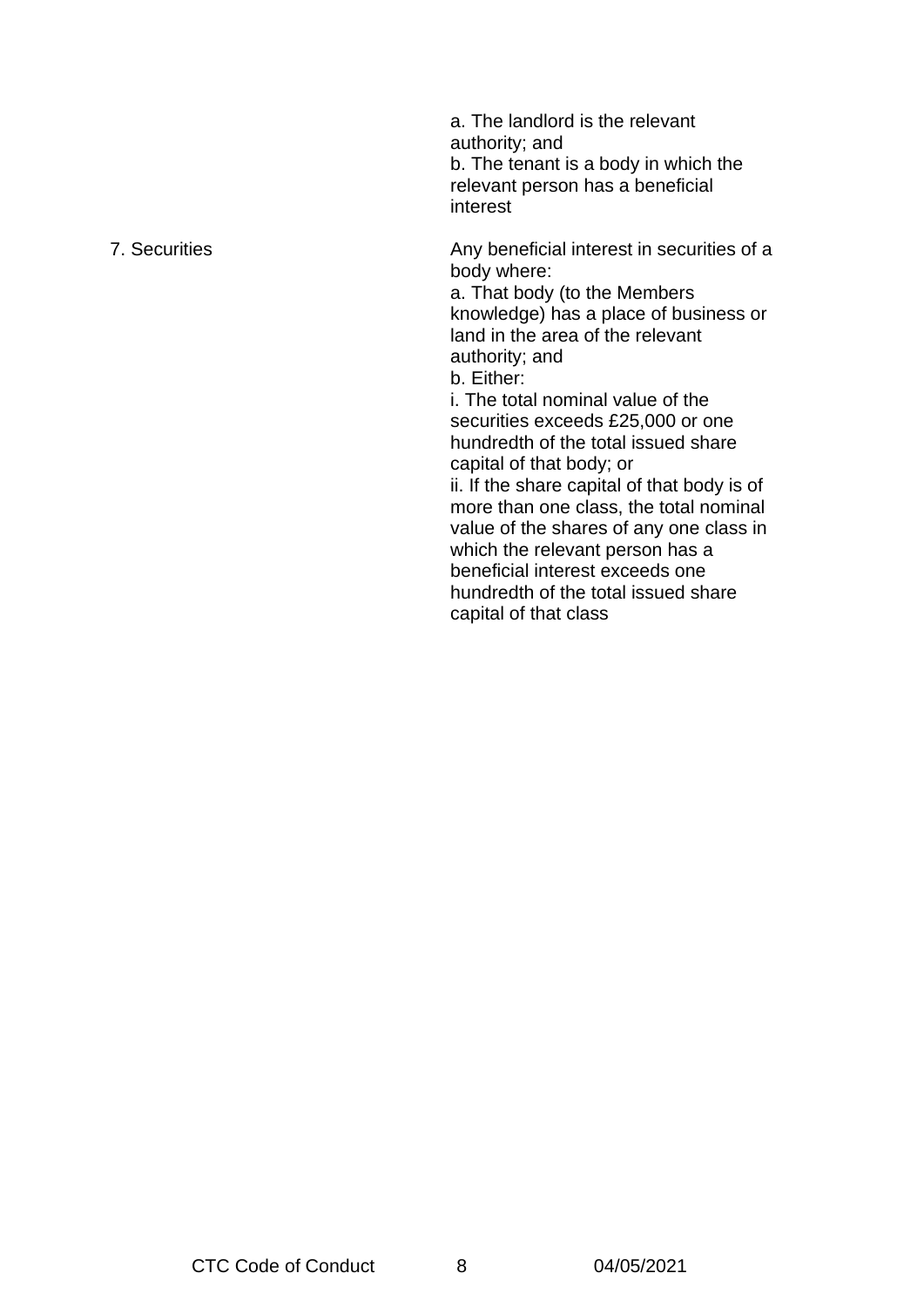| | |
|---|---|
| | a. The landlord is the relevant authority; and<br>b. The tenant is a body in which the relevant person has a beneficial interest |
| 7. Securities | Any beneficial interest in securities of a body where:<br>a. That body (to the Members knowledge) has a place of business or land in the area of the relevant authority; and<br>b. Either:<br>i. The total nominal value of the securities exceeds £25,000 or one hundredth of the total issued share capital of that body; or<br>ii. If the share capital of that body is of more than one class, the total nominal value of the shares of any one class in which the relevant person has a beneficial interest exceeds one hundredth of the total issued share capital of that class |